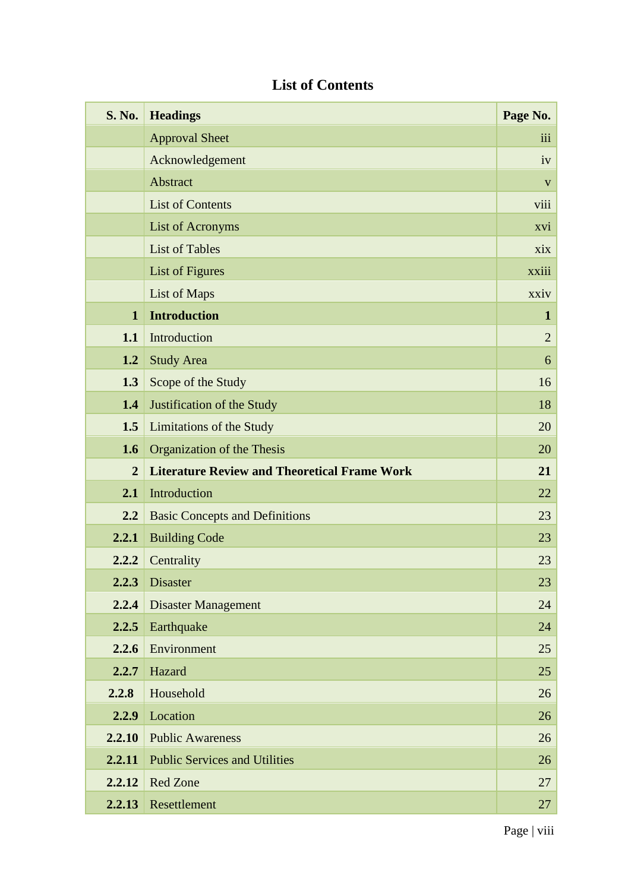# List of Contents

| S. No. | Headings | Page No. |
|---|---|---|
| | Approval Sheet | iii |
| | Acknowledgement | iv |
| | Abstract | v |
| | List of Contents | viii |
| | List of Acronyms | xvi |
| | List of Tables | xix |
| | List of Figures | xxiii |
| | List of Maps | xxiv |
| **1** | **Introduction** | **1** |
| **1.1** | Introduction | 2 |
| **1.2** | Study Area | 6 |
| **1.3** | Scope of the Study | 16 |
| **1.4** | Justification of the Study | 18 |
| **1.5** | Limitations of the Study | 20 |
| **1.6** | Organization of the Thesis | 20 |
| **2** | **Literature Review and Theoretical Frame Work** | **21** |
| **2.1** | Introduction | 22 |
| **2.2** | Basic Concepts and Definitions | 23 |
| **2.2.1** | Building Code | 23 |
| **2.2.2** | Centrality | 23 |
| **2.2.3** | Disaster | 23 |
| **2.2.4** | Disaster Management | 24 |
| **2.2.5** | Earthquake | 24 |
| **2.2.6** | Environment | 25 |
| **2.2.7** | Hazard | 25 |
| **2.2.8** | Household | 26 |
| **2.2.9** | Location | 26 |
| **2.2.10** | Public Awareness | 26 |
| **2.2.11** | Public Services and Utilities | 26 |
| **2.2.12** | Red Zone | 27 |
| **2.2.13** | Resettlement | 27 |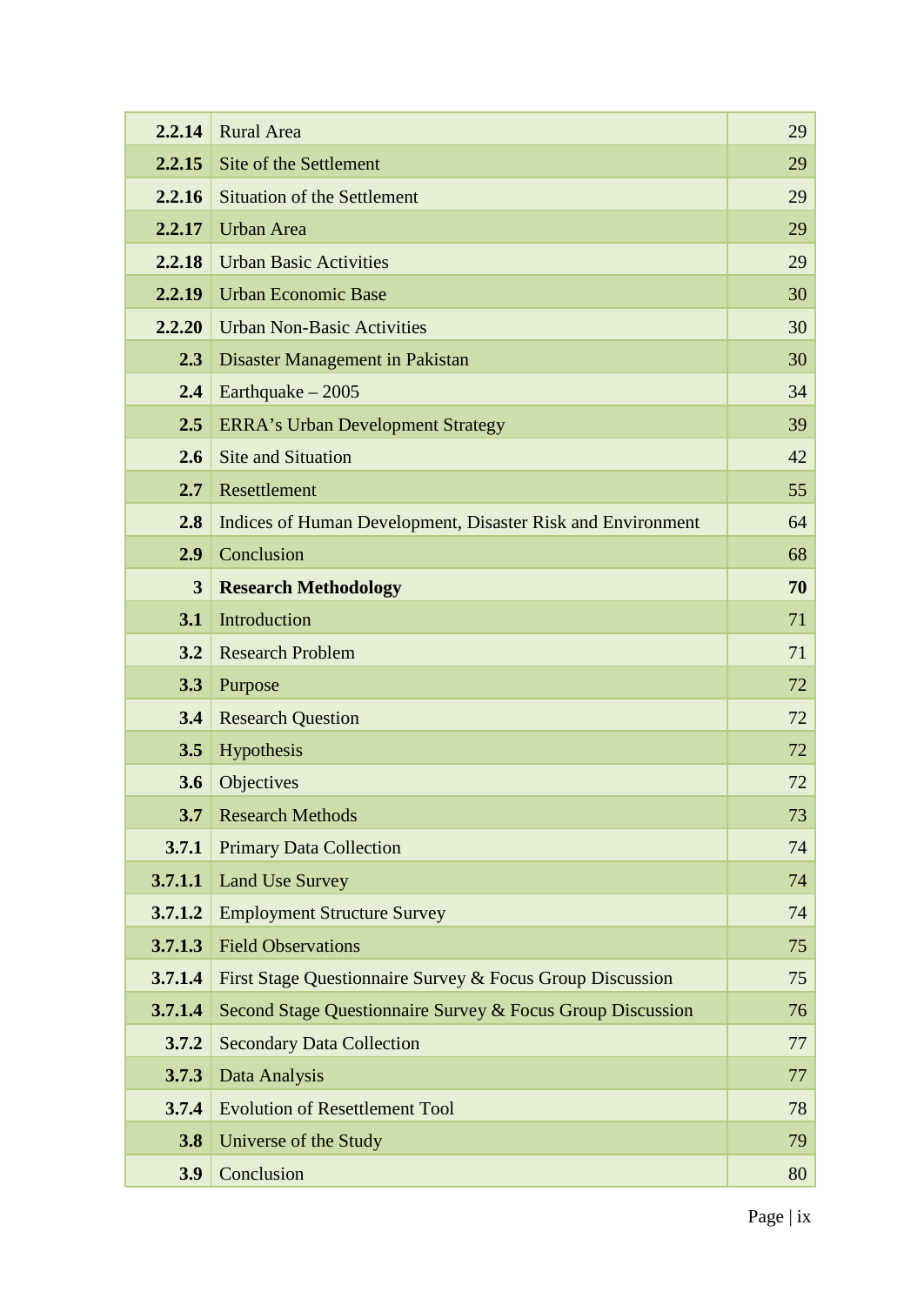| | | |
|---|---|---|
| **2.2.14** | Rural Area | 29 |
| **2.2.15** | Site of the Settlement | 29 |
| **2.2.16** | Situation of the Settlement | 29 |
| **2.2.17** | Urban Area | 29 |
| **2.2.18** | Urban Basic Activities | 29 |
| **2.2.19** | Urban Economic Base | 30 |
| **2.2.20** | Urban Non-Basic Activities | 30 |
| **2.3** | Disaster Management in Pakistan | 30 |
| **2.4** | Earthquake – 2005 | 34 |
| **2.5** | ERRA's Urban Development Strategy | 39 |
| **2.6** | Site and Situation | 42 |
| **2.7** | Resettlement | 55 |
| **2.8** | Indices of Human Development, Disaster Risk and Environment | 64 |
| **2.9** | Conclusion | 68 |
| **3** | **Research Methodology** | **70** |
| **3.1** | Introduction | 71 |
| **3.2** | Research Problem | 71 |
| **3.3** | Purpose | 72 |
| **3.4** | Research Question | 72 |
| **3.5** | Hypothesis | 72 |
| **3.6** | Objectives | 72 |
| **3.7** | Research Methods | 73 |
| **3.7.1** | Primary Data Collection | 74 |
| **3.7.1.1** | Land Use Survey | 74 |
| **3.7.1.2** | Employment Structure Survey | 74 |
| **3.7.1.3** | Field Observations | 75 |
| **3.7.1.4** | First Stage Questionnaire Survey & Focus Group Discussion | 75 |
| **3.7.1.4** | Second Stage Questionnaire Survey & Focus Group Discussion | 76 |
| **3.7.2** | Secondary Data Collection | 77 |
| **3.7.3** | Data Analysis | 77 |
| **3.7.4** | Evolution of Resettlement Tool | 78 |
| **3.8** | Universe of the Study | 79 |
| **3.9** | Conclusion | 80 |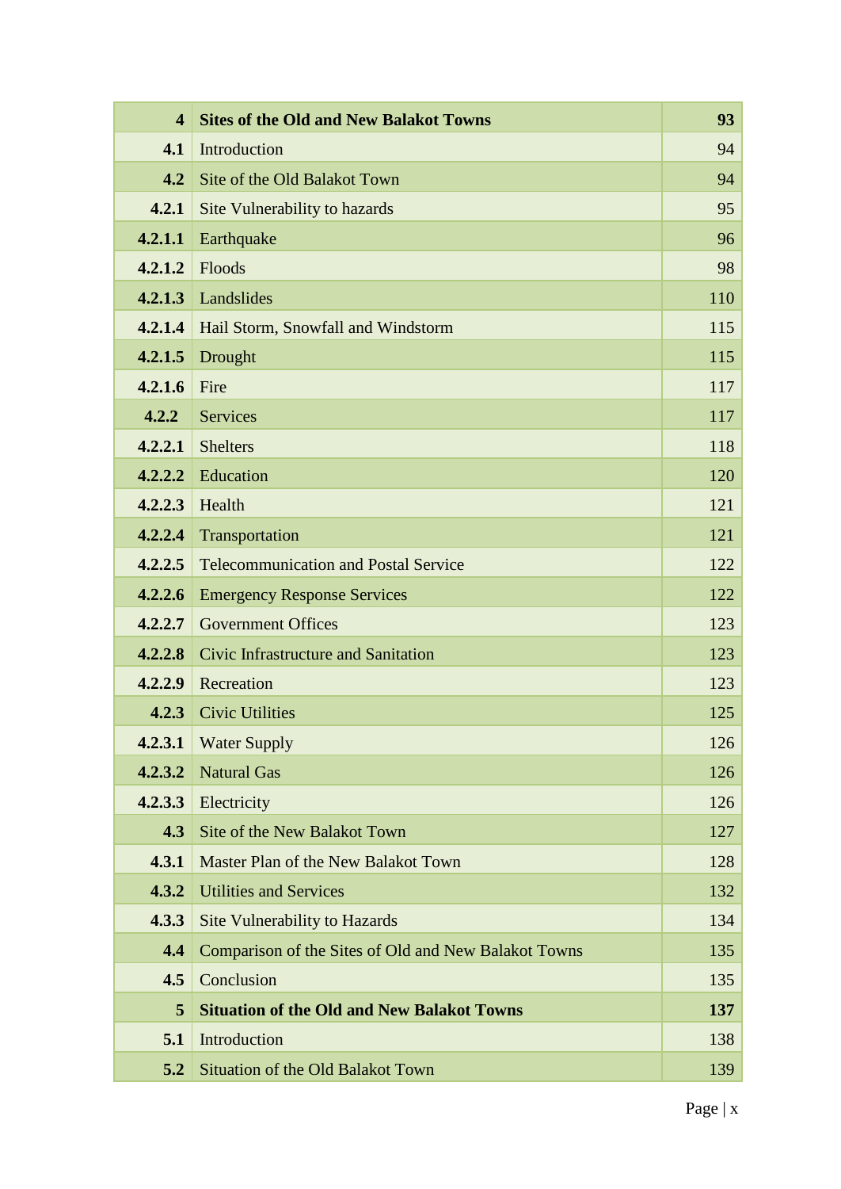| | | |
|---|---|---|
| **4** | **Sites of the Old and New Balakot Towns** | **93** |
| **4.1** | Introduction | 94 |
| **4.2** | Site of the Old Balakot Town | 94 |
| **4.2.1** | Site Vulnerability to hazards | 95 |
| **4.2.1.1** | Earthquake | 96 |
| **4.2.1.2** | Floods | 98 |
| **4.2.1.3** | Landslides | 110 |
| **4.2.1.4** | Hail Storm, Snowfall and Windstorm | 115 |
| **4.2.1.5** | Drought | 115 |
| **4.2.1.6** | Fire | 117 |
| **4.2.2** | Services | 117 |
| **4.2.2.1** | Shelters | 118 |
| **4.2.2.2** | Education | 120 |
| **4.2.2.3** | Health | 121 |
| **4.2.2.4** | Transportation | 121 |
| **4.2.2.5** | Telecommunication and Postal Service | 122 |
| **4.2.2.6** | Emergency Response Services | 122 |
| **4.2.2.7** | Government Offices | 123 |
| **4.2.2.8** | Civic Infrastructure and Sanitation | 123 |
| **4.2.2.9** | Recreation | 123 |
| **4.2.3** | Civic Utilities | 125 |
| **4.2.3.1** | Water Supply | 126 |
| **4.2.3.2** | Natural Gas | 126 |
| **4.2.3.3** | Electricity | 126 |
| **4.3** | Site of the New Balakot Town | 127 |
| **4.3.1** | Master Plan of the New Balakot Town | 128 |
| **4.3.2** | Utilities and Services | 132 |
| **4.3.3** | Site Vulnerability to Hazards | 134 |
| **4.4** | Comparison of the Sites of Old and New Balakot Towns | 135 |
| **4.5** | Conclusion | 135 |
| **5** | **Situation of the Old and New Balakot Towns** | **137** |
| **5.1** | Introduction | 138 |
| **5.2** | Situation of the Old Balakot Town | 139 |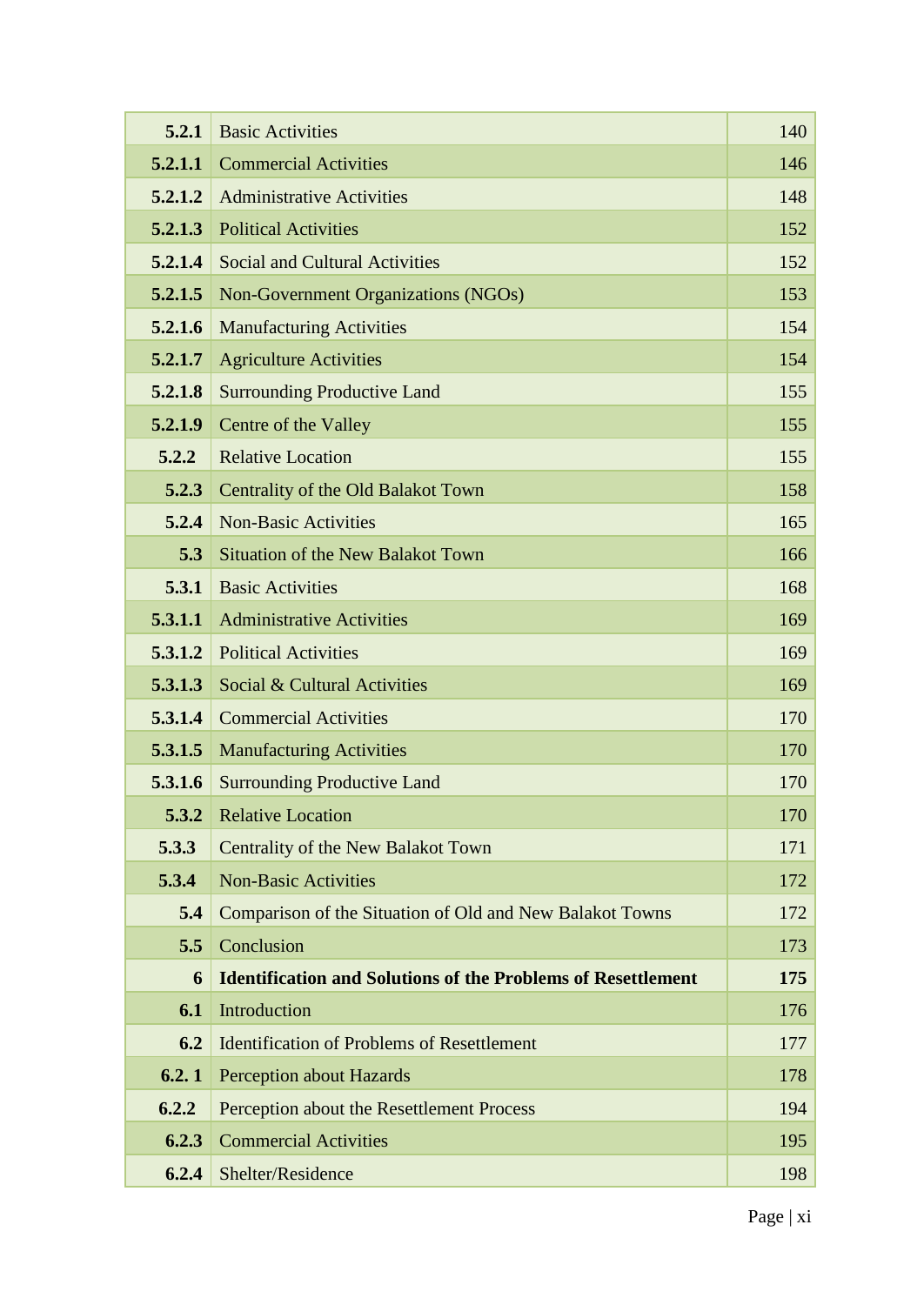| | | |
|---|---|---|
| **5.2.1** | Basic Activities | 140 |
| **5.2.1.1** | Commercial Activities | 146 |
| **5.2.1.2** | Administrative Activities | 148 |
| **5.2.1.3** | Political Activities | 152 |
| **5.2.1.4** | Social and Cultural Activities | 152 |
| **5.2.1.5** | Non-Government Organizations (NGOs) | 153 |
| **5.2.1.6** | Manufacturing Activities | 154 |
| **5.2.1.7** | Agriculture Activities | 154 |
| **5.2.1.8** | Surrounding Productive Land | 155 |
| **5.2.1.9** | Centre of the Valley | 155 |
| **5.2.2** | Relative Location | 155 |
| **5.2.3** | Centrality of the Old Balakot Town | 158 |
| **5.2.4** | Non-Basic Activities | 165 |
| **5.3** | Situation of the New Balakot Town | 166 |
| **5.3.1** | Basic Activities | 168 |
| **5.3.1.1** | Administrative Activities | 169 |
| **5.3.1.2** | Political Activities | 169 |
| **5.3.1.3** | Social & Cultural Activities | 169 |
| **5.3.1.4** | Commercial Activities | 170 |
| **5.3.1.5** | Manufacturing Activities | 170 |
| **5.3.1.6** | Surrounding Productive Land | 170 |
| **5.3.2** | Relative Location | 170 |
| **5.3.3** | Centrality of the New Balakot Town | 171 |
| **5.3.4** | Non-Basic Activities | 172 |
| **5.4** | Comparison of the Situation of Old and New Balakot Towns | 172 |
| **5.5** | Conclusion | 173 |
| **6** | **Identification and Solutions of the Problems of Resettlement** | **175** |
| **6.1** | Introduction | 176 |
| **6.2** | Identification of Problems of Resettlement | 177 |
| **6.2. 1** | Perception about Hazards | 178 |
| **6.2.2** | Perception about the Resettlement Process | 194 |
| **6.2.3** | Commercial Activities | 195 |
| **6.2.4** | Shelter/Residence | 198 |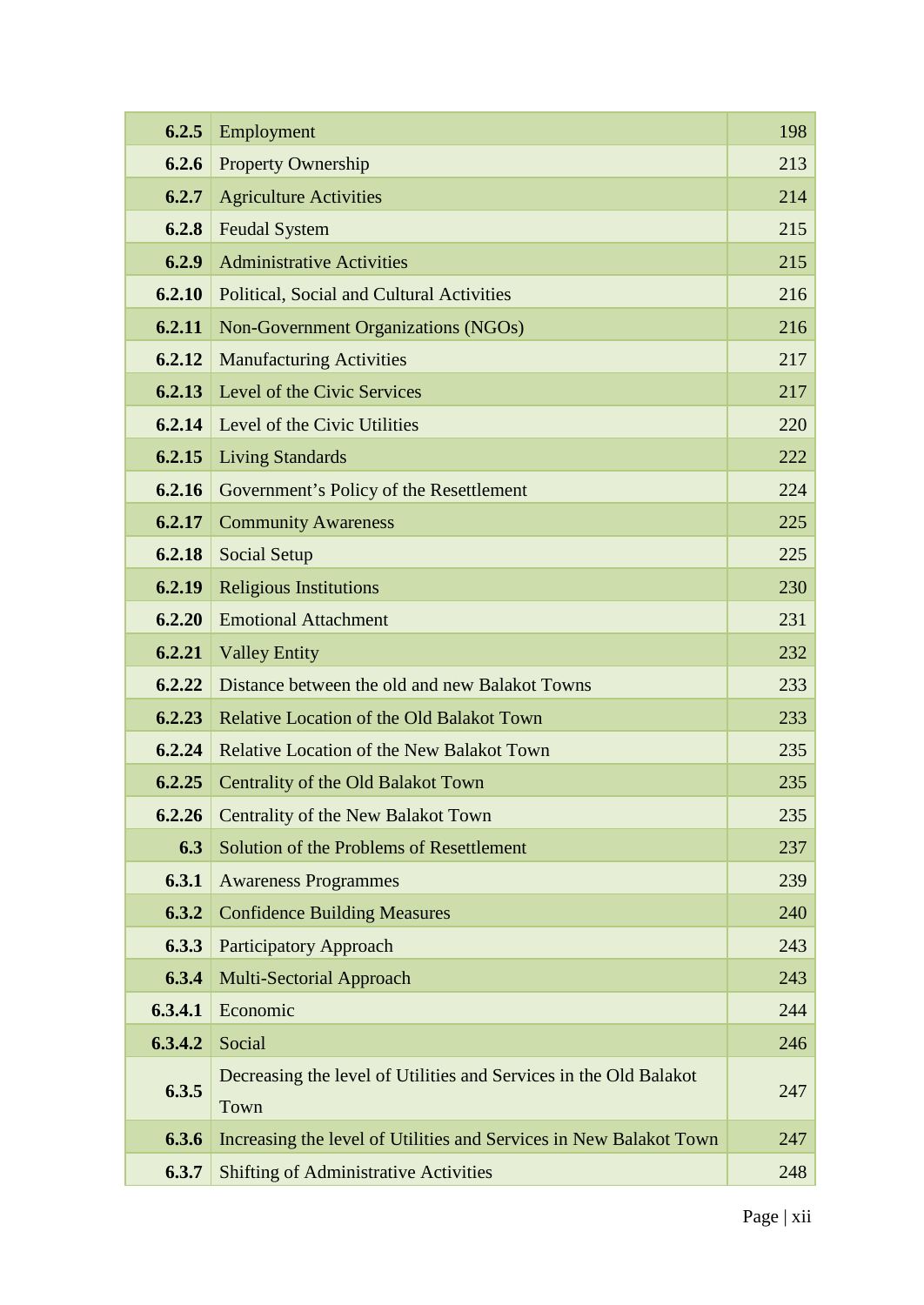| | | |
|---|---|---|
| **6.2.5** | Employment | 198 |
| **6.2.6** | Property Ownership | 213 |
| **6.2.7** | Agriculture Activities | 214 |
| **6.2.8** | Feudal System | 215 |
| **6.2.9** | Administrative Activities | 215 |
| **6.2.10** | Political, Social and Cultural Activities | 216 |
| **6.2.11** | Non-Government Organizations (NGOs) | 216 |
| **6.2.12** | Manufacturing Activities | 217 |
| **6.2.13** | Level of the Civic Services | 217 |
| **6.2.14** | Level of the Civic Utilities | 220 |
| **6.2.15** | Living Standards | 222 |
| **6.2.16** | Government's Policy of the Resettlement | 224 |
| **6.2.17** | Community Awareness | 225 |
| **6.2.18** | Social Setup | 225 |
| **6.2.19** | Religious Institutions | 230 |
| **6.2.20** | Emotional Attachment | 231 |
| **6.2.21** | Valley Entity | 232 |
| **6.2.22** | Distance between the old and new Balakot Towns | 233 |
| **6.2.23** | Relative Location of the Old Balakot Town | 233 |
| **6.2.24** | Relative Location of the New Balakot Town | 235 |
| **6.2.25** | Centrality of the Old Balakot Town | 235 |
| **6.2.26** | Centrality of the New Balakot Town | 235 |
| **6.3** | Solution of the Problems of Resettlement | 237 |
| **6.3.1** | Awareness Programmes | 239 |
| **6.3.2** | Confidence Building Measures | 240 |
| **6.3.3** | Participatory Approach | 243 |
| **6.3.4** | Multi-Sectorial Approach | 243 |
| **6.3.4.1** | Economic | 244 |
| **6.3.4.2** | Social | 246 |
| **6.3.5** | Decreasing the level of Utilities and Services in the Old Balakot Town | 247 |
| **6.3.6** | Increasing the level of Utilities and Services in New Balakot Town | 247 |
| **6.3.7** | Shifting of Administrative Activities | 248 |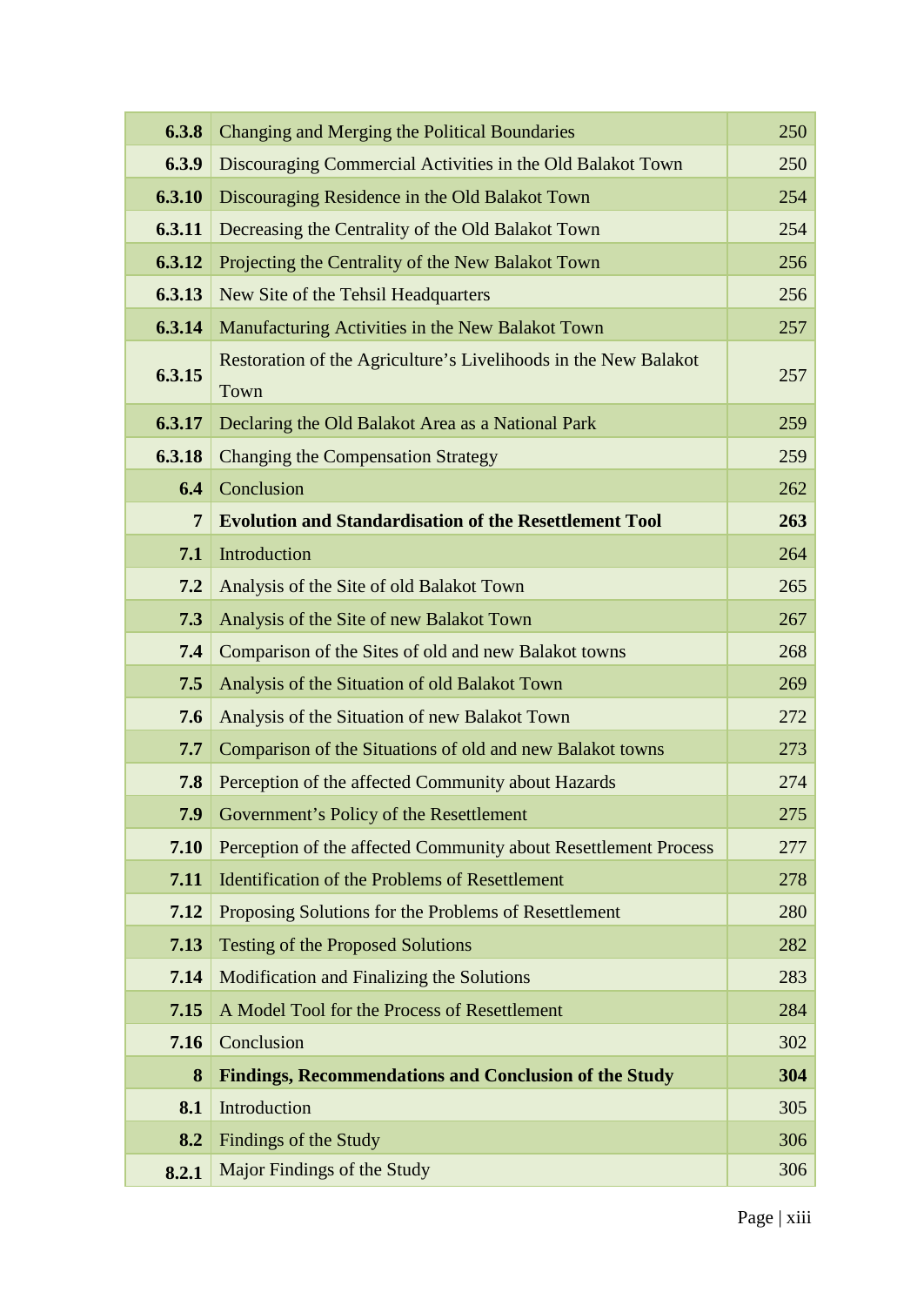| | | |
|---|---|---|
| **6.3.8** | Changing and Merging the Political Boundaries | 250 |
| **6.3.9** | Discouraging Commercial Activities in the Old Balakot Town | 250 |
| **6.3.10** | Discouraging Residence in the Old Balakot Town | 254 |
| **6.3.11** | Decreasing the Centrality of the Old Balakot Town | 254 |
| **6.3.12** | Projecting the Centrality of the New Balakot Town | 256 |
| **6.3.13** | New Site of the Tehsil Headquarters | 256 |
| **6.3.14** | Manufacturing Activities in the New Balakot Town | 257 |
| **6.3.15** | Restoration of the Agriculture's Livelihoods in the New Balakot Town | 257 |
| **6.3.17** | Declaring the Old Balakot Area as a National Park | 259 |
| **6.3.18** | Changing the Compensation Strategy | 259 |
| **6.4** | Conclusion | 262 |
| **7** | **Evolution and Standardisation of the Resettlement Tool** | **263** |
| **7.1** | Introduction | 264 |
| **7.2** | Analysis of the Site of old Balakot Town | 265 |
| **7.3** | Analysis of the Site of new Balakot Town | 267 |
| **7.4** | Comparison of the Sites of old and new Balakot towns | 268 |
| **7.5** | Analysis of the Situation of old Balakot Town | 269 |
| **7.6** | Analysis of the Situation of new Balakot Town | 272 |
| **7.7** | Comparison of the Situations of old and new Balakot towns | 273 |
| **7.8** | Perception of the affected Community about Hazards | 274 |
| **7.9** | Government's Policy of the Resettlement | 275 |
| **7.10** | Perception of the affected Community about Resettlement Process | 277 |
| **7.11** | Identification of the Problems of Resettlement | 278 |
| **7.12** | Proposing Solutions for the Problems of Resettlement | 280 |
| **7.13** | Testing of the Proposed Solutions | 282 |
| **7.14** | Modification and Finalizing the Solutions | 283 |
| **7.15** | A Model Tool for the Process of Resettlement | 284 |
| **7.16** | Conclusion | 302 |
| **8** | **Findings, Recommendations and Conclusion of the Study** | **304** |
| **8.1** | Introduction | 305 |
| **8.2** | Findings of the Study | 306 |
| **8.2.1** | Major Findings of the Study | 306 |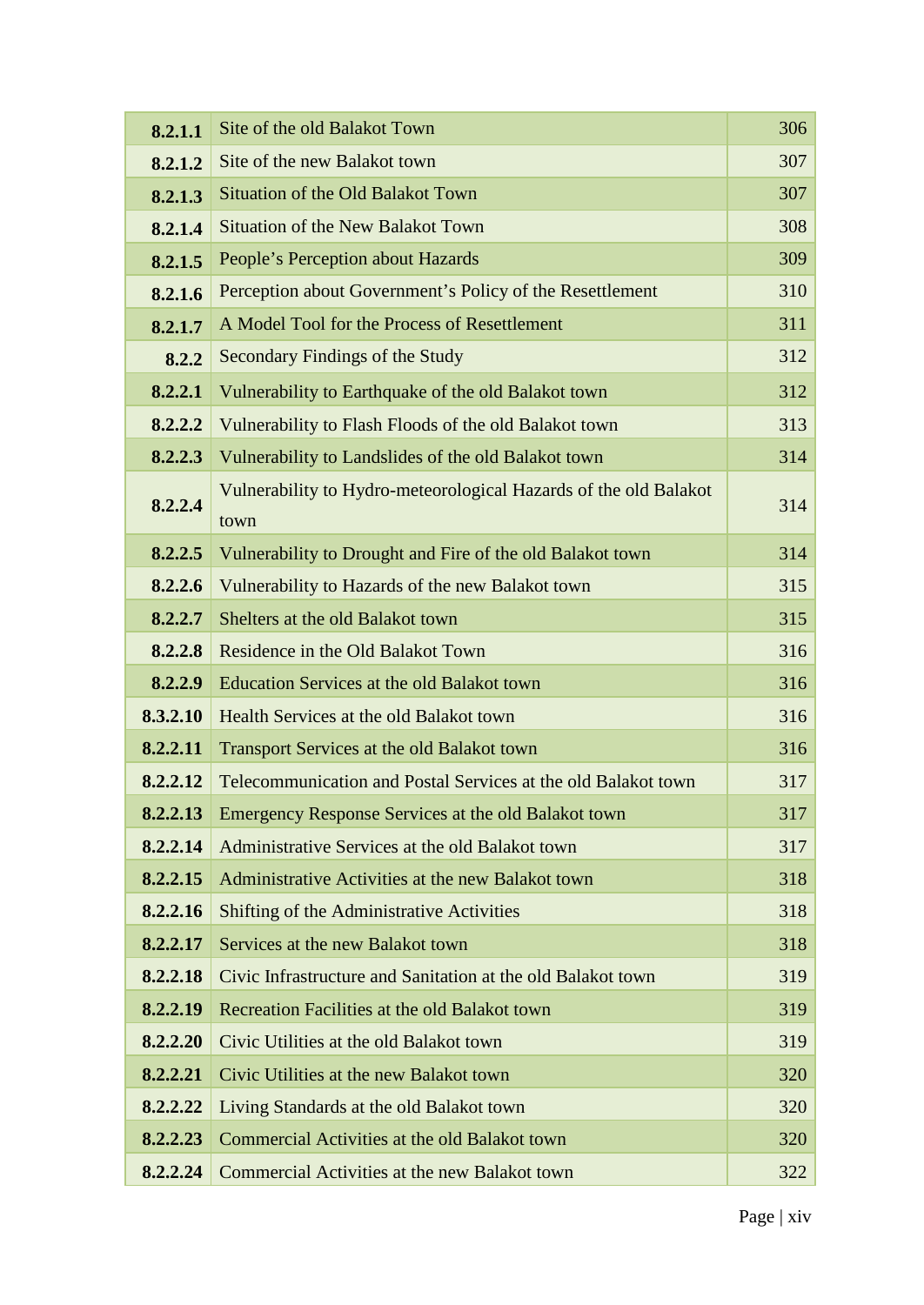| | | |
|---|---|---|
| **8.2.1.1** | Site of the old Balakot Town | 306 |
| **8.2.1.2** | Site of the new Balakot town | 307 |
| **8.2.1.3** | Situation of the Old Balakot Town | 307 |
| **8.2.1.4** | Situation of the New Balakot Town | 308 |
| **8.2.1.5** | People's Perception about Hazards | 309 |
| **8.2.1.6** | Perception about Government's Policy of the Resettlement | 310 |
| **8.2.1.7** | A Model Tool for the Process of Resettlement | 311 |
| **8.2.2** | Secondary Findings of the Study | 312 |
| **8.2.2.1** | Vulnerability to Earthquake of the old Balakot town | 312 |
| **8.2.2.2** | Vulnerability to Flash Floods of the old Balakot town | 313 |
| **8.2.2.3** | Vulnerability to Landslides of the old Balakot town | 314 |
| **8.2.2.4** | Vulnerability to Hydro-meteorological Hazards of the old Balakot town | 314 |
| **8.2.2.5** | Vulnerability to Drought and Fire of the old Balakot town | 314 |
| **8.2.2.6** | Vulnerability to Hazards of the new Balakot town | 315 |
| **8.2.2.7** | Shelters at the old Balakot town | 315 |
| **8.2.2.8** | Residence in the Old Balakot Town | 316 |
| **8.2.2.9** | Education Services at the old Balakot town | 316 |
| **8.3.2.10** | Health Services at the old Balakot town | 316 |
| **8.2.2.11** | Transport Services at the old Balakot town | 316 |
| **8.2.2.12** | Telecommunication and Postal Services at the old Balakot town | 317 |
| **8.2.2.13** | Emergency Response Services at the old Balakot town | 317 |
| **8.2.2.14** | Administrative Services at the old Balakot town | 317 |
| **8.2.2.15** | Administrative Activities at the new Balakot town | 318 |
| **8.2.2.16** | Shifting of the Administrative Activities | 318 |
| **8.2.2.17** | Services at the new Balakot town | 318 |
| **8.2.2.18** | Civic Infrastructure and Sanitation at the old Balakot town | 319 |
| **8.2.2.19** | Recreation Facilities at the old Balakot town | 319 |
| **8.2.2.20** | Civic Utilities at the old Balakot town | 319 |
| **8.2.2.21** | Civic Utilities at the new Balakot town | 320 |
| **8.2.2.22** | Living Standards at the old Balakot town | 320 |
| **8.2.2.23** | Commercial Activities at the old Balakot town | 320 |
| **8.2.2.24** | Commercial Activities at the new Balakot town | 322 |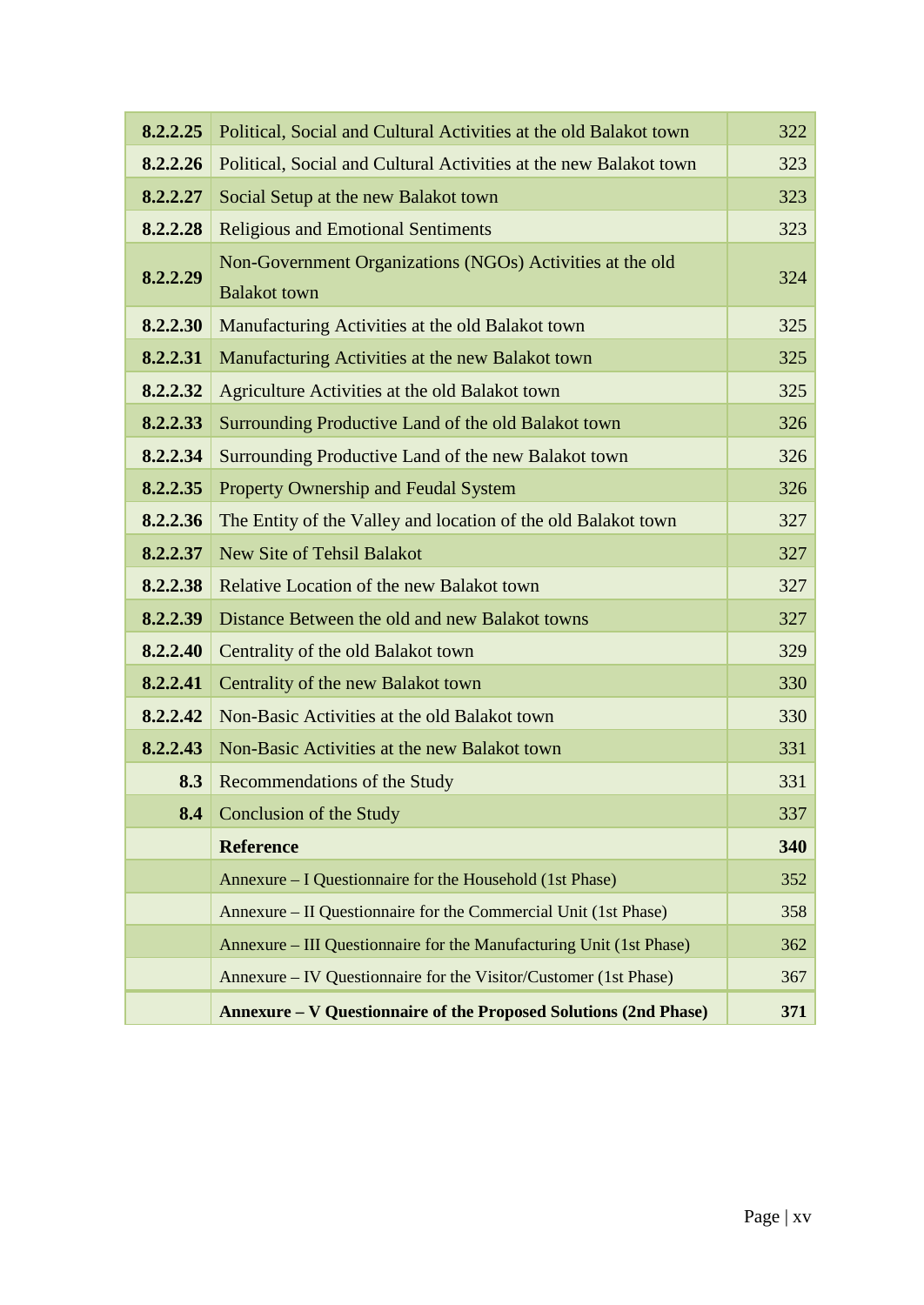| | | |
|---|---|---|
| **8.2.2.25** | Political, Social and Cultural Activities at the old Balakot town | 322 |
| **8.2.2.26** | Political, Social and Cultural Activities at the new Balakot town | 323 |
| **8.2.2.27** | Social Setup at the new Balakot town | 323 |
| **8.2.2.28** | Religious and Emotional Sentiments | 323 |
| **8.2.2.29** | Non-Government Organizations (NGOs) Activities at the old Balakot town | 324 |
| **8.2.2.30** | Manufacturing Activities at the old Balakot town | 325 |
| **8.2.2.31** | Manufacturing Activities at the new Balakot town | 325 |
| **8.2.2.32** | Agriculture Activities at the old Balakot town | 325 |
| **8.2.2.33** | Surrounding Productive Land of the old Balakot town | 326 |
| **8.2.2.34** | Surrounding Productive Land of the new Balakot town | 326 |
| **8.2.2.35** | Property Ownership and Feudal System | 326 |
| **8.2.2.36** | The Entity of the Valley and location of the old Balakot town | 327 |
| **8.2.2.37** | New Site of Tehsil Balakot | 327 |
| **8.2.2.38** | Relative Location of the new Balakot town | 327 |
| **8.2.2.39** | Distance Between the old and new Balakot towns | 327 |
| **8.2.2.40** | Centrality of the old Balakot town | 329 |
| **8.2.2.41** | Centrality of the new Balakot town | 330 |
| **8.2.2.42** | Non-Basic Activities at the old Balakot town | 330 |
| **8.2.2.43** | Non-Basic Activities at the new Balakot town | 331 |
| **8.3** | Recommendations of the Study | 331 |
| **8.4** | Conclusion of the Study | 337 |
| | **Reference** | **340** |
| | Annexure – I Questionnaire for the Household (1st Phase) | 352 |
| | Annexure – II Questionnaire for the Commercial Unit (1st Phase) | 358 |
| | Annexure – III Questionnaire for the Manufacturing Unit (1st Phase) | 362 |
| | Annexure – IV Questionnaire for the Visitor/Customer (1st Phase) | 367 |
| | **Annexure – V Questionnaire of the Proposed Solutions (2nd Phase)** | **371** |